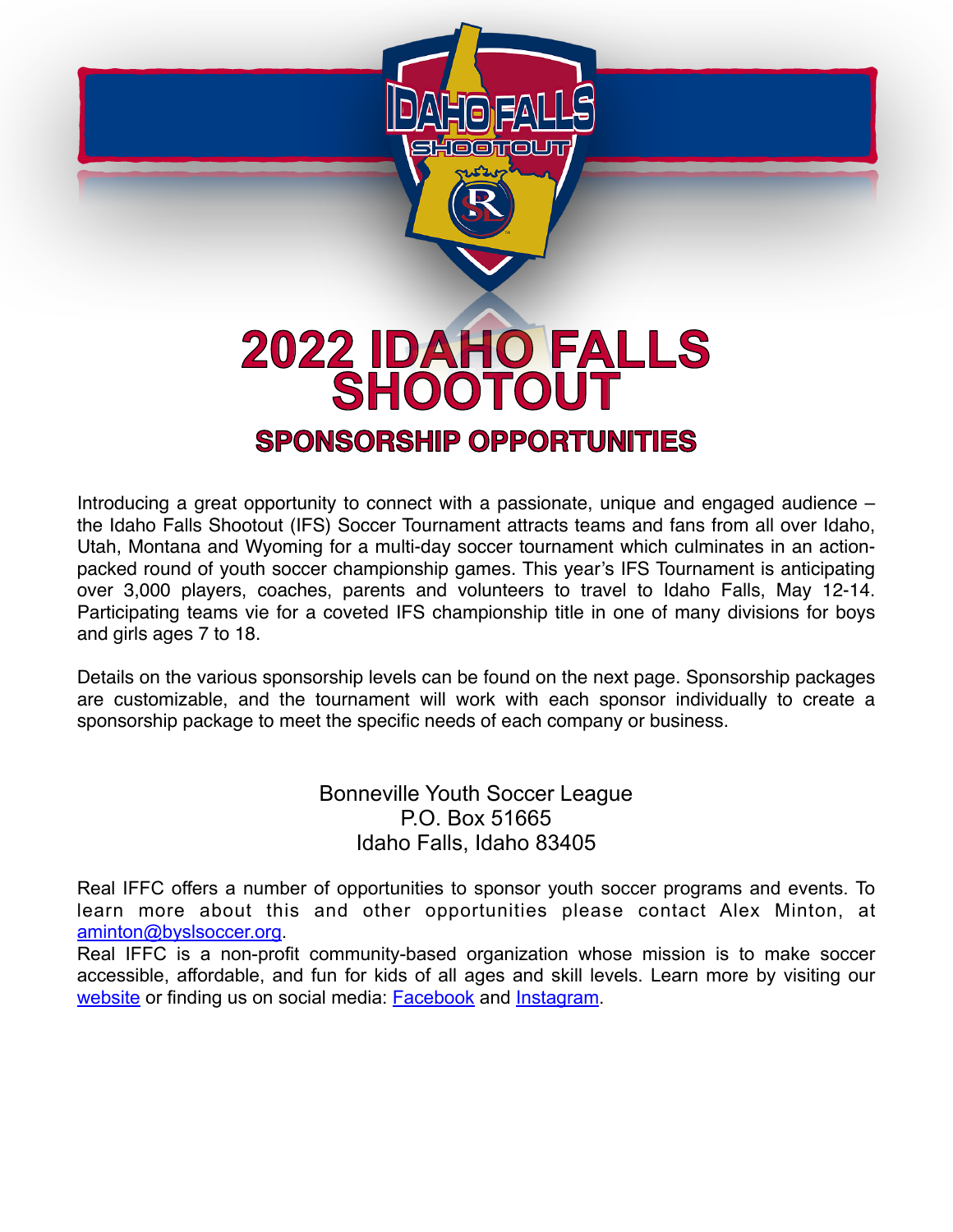# 2022 IDAHO FALLS SHOOTOUT

## SPONSORSHIP OPPORTUNITIES

Introducing a great opportunity to connect with a passionate, unique and engaged audience – the Idaho Falls Shootout (IFS) Soccer Tournament attracts teams and fans from all over Idaho, Utah, Montana and Wyoming for a multi-day soccer tournament which culminates in an action-packed round of youth soccer championship games. This year's IFS Tournament is anticipating over 3,000 players, coaches, parents and volunteers to travel to Idaho Falls, May 12-14. Participating teams vie for a coveted IFS championship title in one of many divisions for boys and girls ages 7 to 18.

Details on the various sponsorship levels can be found on the next page. Sponsorship packages are customizable, and the tournament will work with each sponsor individually to create a sponsorship package to meet the specific needs of each company or business.

Bonneville Youth Soccer League
P.O. Box 51665
Idaho Falls, Idaho 83405

Real IFFC offers a number of opportunities to sponsor youth soccer programs and events. To learn more about this and other opportunities please contact Alex Minton, at aminton@byslsoccer.org.

Real IFFC is a non-profit community-based organization whose mission is to make soccer accessible, affordable, and fun for kids of all ages and skill levels. Learn more by visiting our website or finding us on social media: Facebook and Instagram.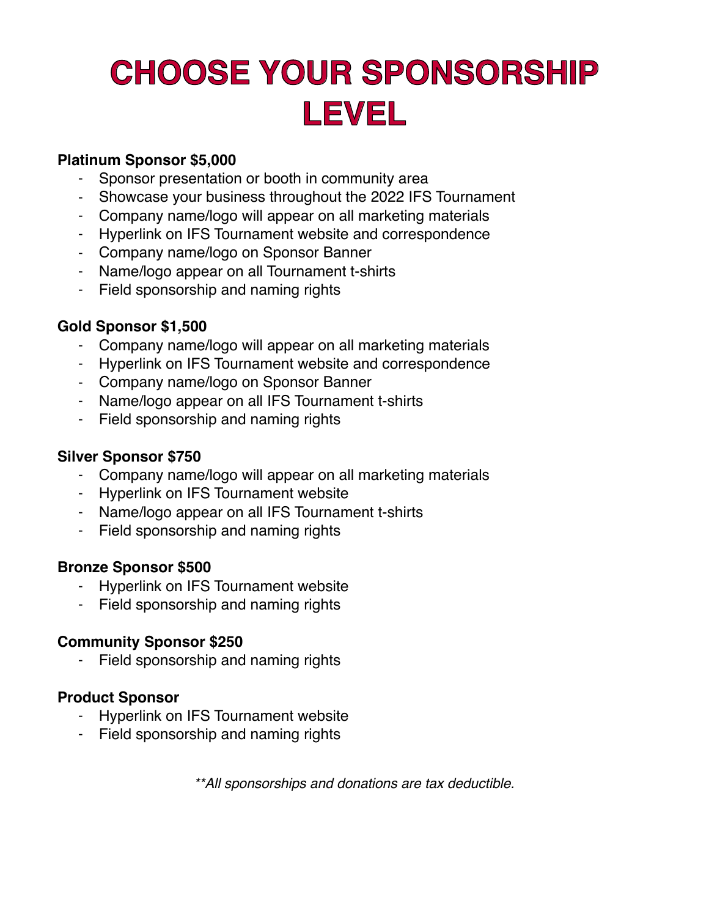# CHOOSE YOUR SPONSORSHIP LEVEL

**Platinum Sponsor $5,000**

- Sponsor presentation or booth in community area
- Showcase your business throughout the 2022 IFS Tournament
- Company name/logo will appear on all marketing materials
- Hyperlink on IFS Tournament website and correspondence
- Company name/logo on Sponsor Banner
- Name/logo appear on all Tournament t-shirts
- Field sponsorship and naming rights

**Gold Sponsor $1,500**

- Company name/logo will appear on all marketing materials
- Hyperlink on IFS Tournament website and correspondence
- Company name/logo on Sponsor Banner
- Name/logo appear on all IFS Tournament t-shirts
- Field sponsorship and naming rights

**Silver Sponsor $750**

- Company name/logo will appear on all marketing materials
- Hyperlink on IFS Tournament website
- Name/logo appear on all IFS Tournament t-shirts
- Field sponsorship and naming rights

**Bronze Sponsor $500**

- Hyperlink on IFS Tournament website
- Field sponsorship and naming rights

**Community Sponsor $250**

- Field sponsorship and naming rights

**Product Sponsor**

- Hyperlink on IFS Tournament website
- Field sponsorship and naming rights

*\*\*All sponsorships and donations are tax deductible.*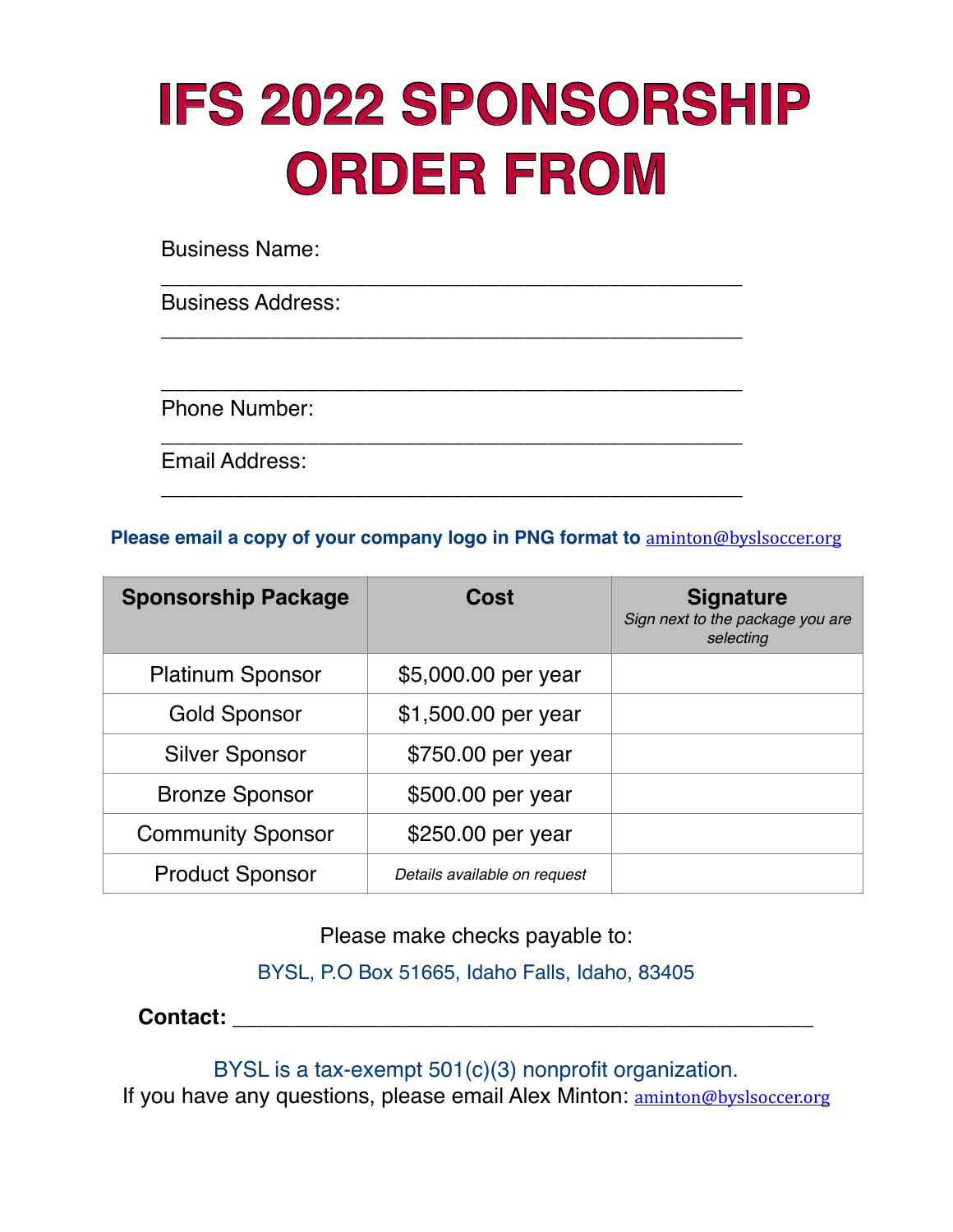# IFS 2022 SPONSORSHIP ORDER FROM

Business Name:
_______________________________________________

Business Address:
_______________________________________________

_______________________________________________

Phone Number:
_______________________________________________

Email Address:
_______________________________________________

**Please email a copy of your company logo in PNG format to** aminton@byslsoccer.org

| Sponsorship Package | Cost | Signature<br>*Sign next to the package you are selecting* |
|---|---|---|
| Platinum Sponsor | $5,000.00 per year | |
| Gold Sponsor | $1,500.00 per year | |
| Silver Sponsor | $750.00 per year | |
| Bronze Sponsor | $500.00 per year | |
| Community Sponsor | $250.00 per year | |
| Product Sponsor | *Details available on request* | |

Please make checks payable to:

BYSL, P.O Box 51665, Idaho Falls, Idaho, 83405

**Contact:** _______________________________________________

BYSL is a tax-exempt 501(c)(3) nonprofit organization.
If you have any questions, please email Alex Minton: aminton@byslsoccer.org